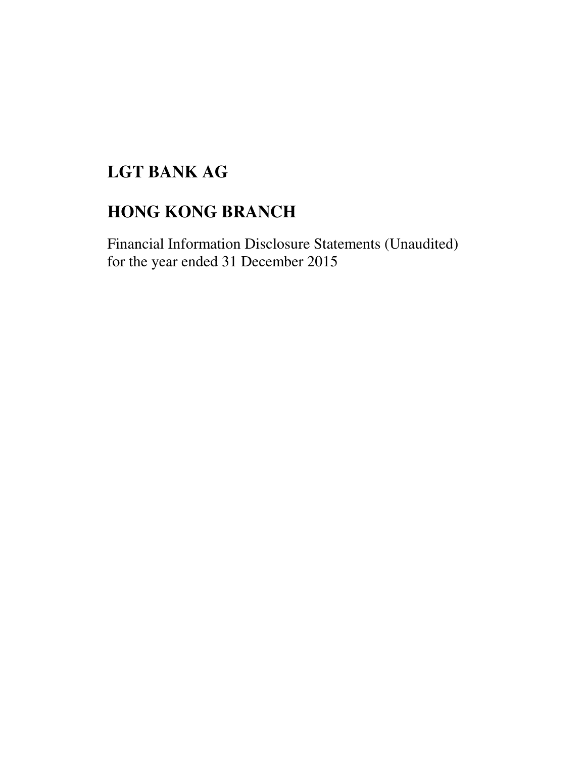# LGT BANK AG

# HONG KONG BRANCH

Financial Information Disclosure Statements (Unaudited)
for the year ended 31 December 2015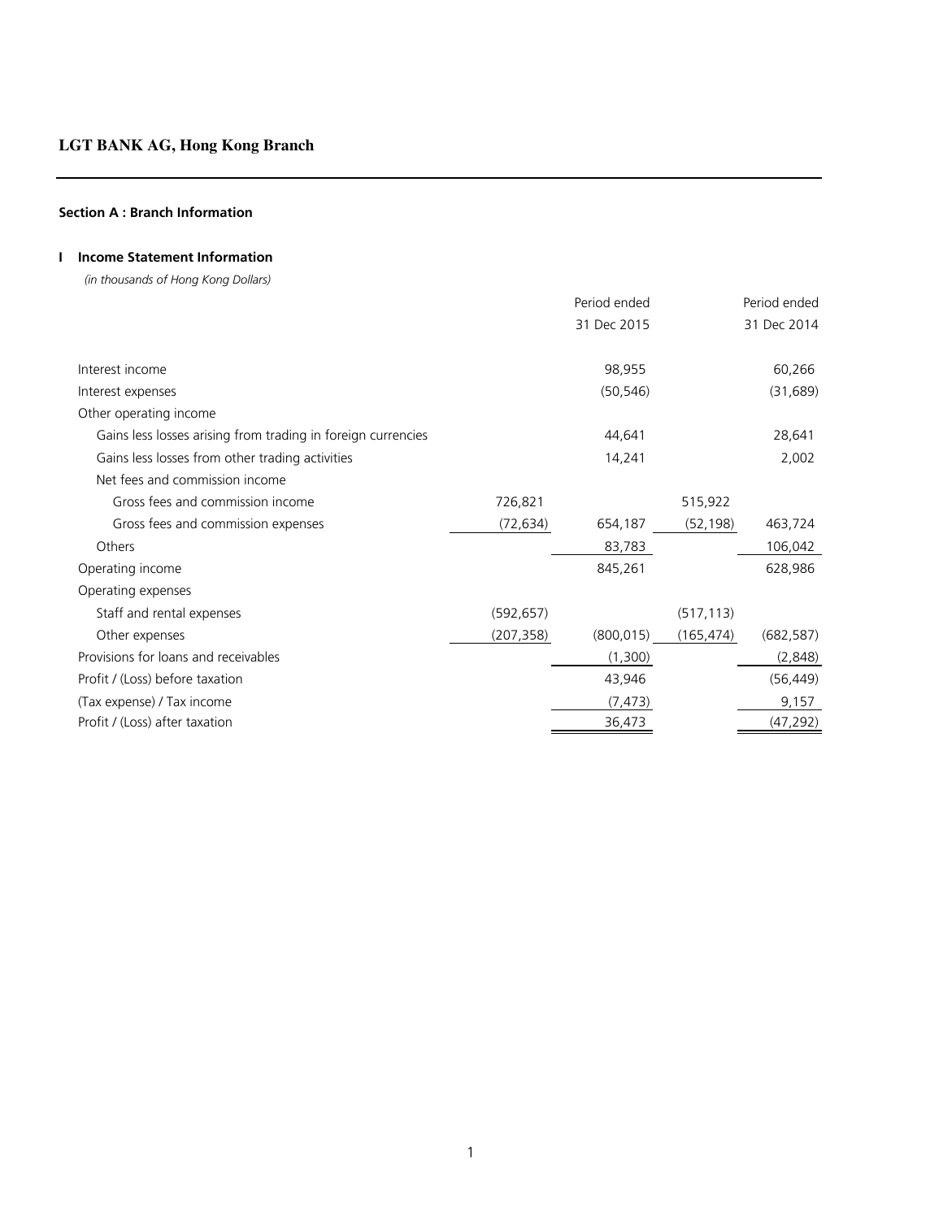**LGT BANK AG, Hong Kong Branch**

---

### Section A : Branch Information

#### I Income Statement Information

*(in thousands of Hong Kong Dollars)*

| | | Period ended 31 Dec 2015 | | Period ended 31 Dec 2014 |
|---|---|---|---|---|
| Interest income | | 98,955 | | 60,266 |
| Interest expenses | | (50,546) | | (31,689) |
| Other operating income | | | | |
| Gains less losses arising from trading in foreign currencies | | 44,641 | | 28,641 |
| Gains less losses from other trading activities | | 14,241 | | 2,002 |
| Net fees and commission income | | | | |
| Gross fees and commission income | 726,821 | | 515,922 | |
| Gross fees and commission expenses | (72,634) | 654,187 | (52,198) | 463,724 |
| Others | | 83,783 | | 106,042 |
| Operating income | | 845,261 | | 628,986 |
| Operating expenses | | | | |
| Staff and rental expenses | (592,657) | | (517,113) | |
| Other expenses | (207,358) | (800,015) | (165,474) | (682,587) |
| Provisions for loans and receivables | | (1,300) | | (2,848) |
| Profit / (Loss) before taxation | | 43,946 | | (56,449) |
| (Tax expense) / Tax income | | (7,473) | | 9,157 |
| Profit / (Loss) after taxation | | 36,473 | | (47,292) |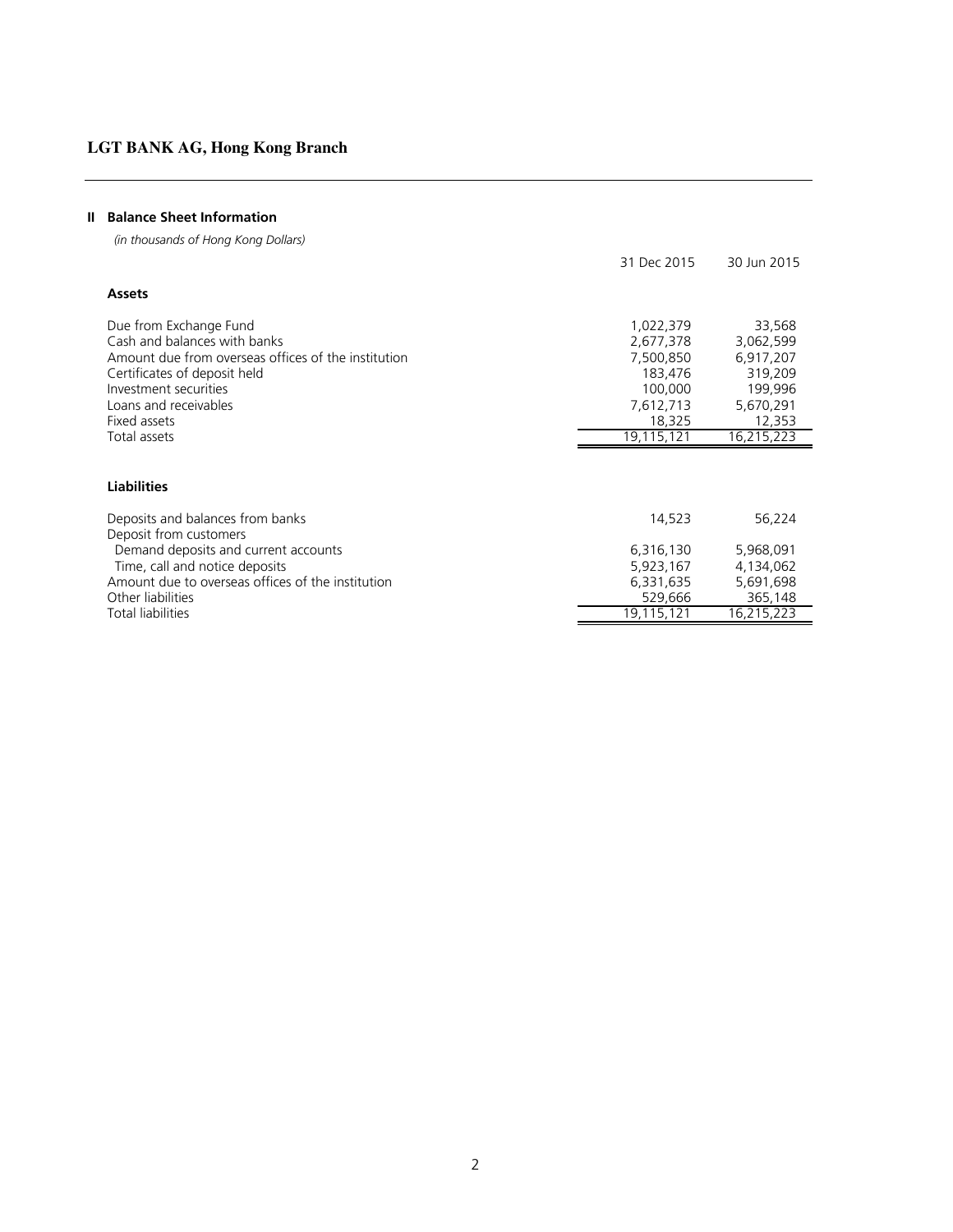## LGT BANK AG, Hong Kong Branch

### II Balance Sheet Information

*(in thousands of Hong Kong Dollars)*

| | 31 Dec 2015 | 30 Jun 2015 |
|---|---|---|
| **Assets** | | |
| Due from Exchange Fund | 1,022,379 | 33,568 |
| Cash and balances with banks | 2,677,378 | 3,062,599 |
| Amount due from overseas offices of the institution | 7,500,850 | 6,917,207 |
| Certificates of deposit held | 183,476 | 319,209 |
| Investment securities | 100,000 | 199,996 |
| Loans and receivables | 7,612,713 | 5,670,291 |
| Fixed assets | 18,325 | 12,353 |
| Total assets | 19,115,121 | 16,215,223 |
| **Liabilities** | | |
| Deposits and balances from banks | 14,523 | 56,224 |
| Deposit from customers | | |
| Demand deposits and current accounts | 6,316,130 | 5,968,091 |
| Time, call and notice deposits | 5,923,167 | 4,134,062 |
| Amount due to overseas offices of the institution | 6,331,635 | 5,691,698 |
| Other liabilities | 529,666 | 365,148 |
| Total liabilities | 19,115,121 | 16,215,223 |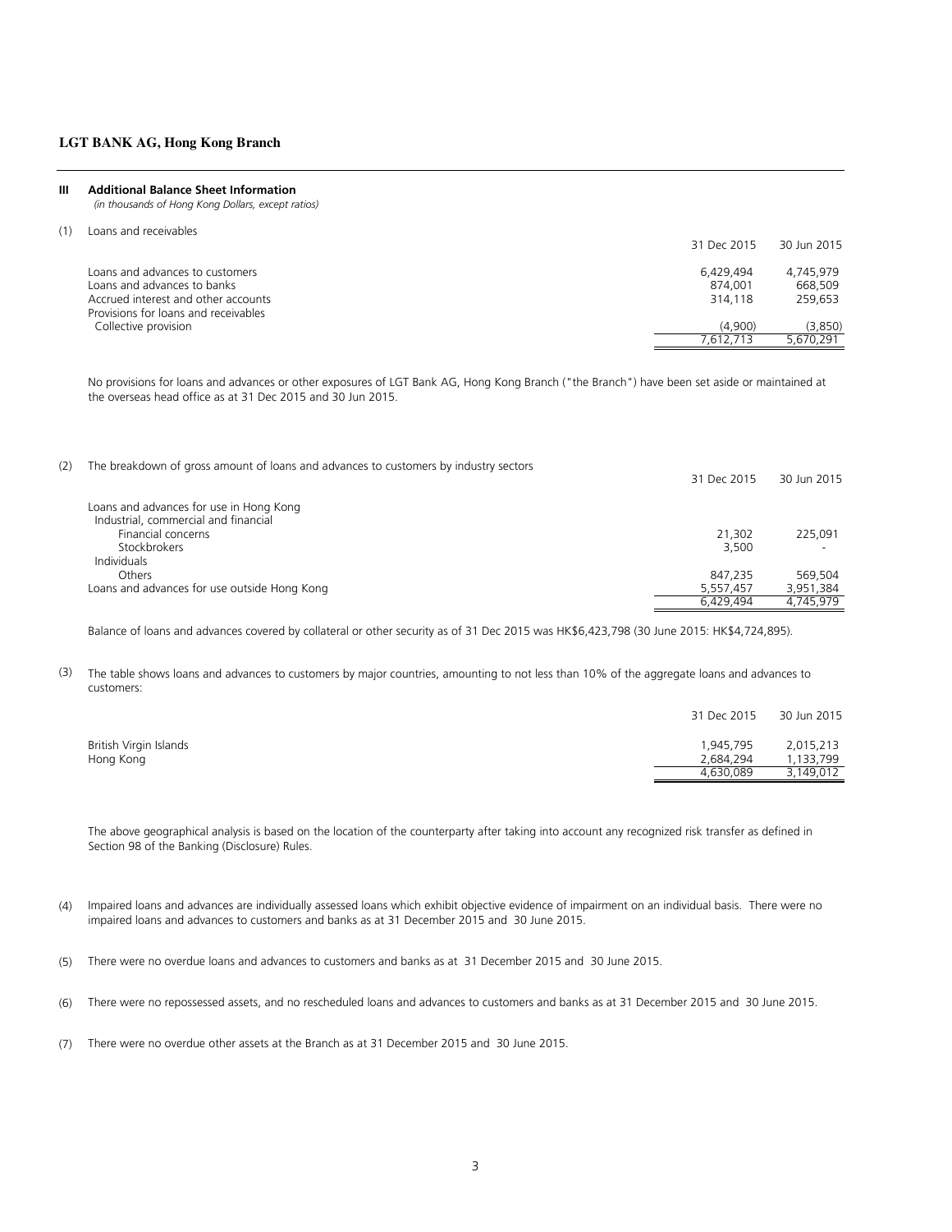## III Additional Balance Sheet Information

*(in thousands of Hong Kong Dollars, except ratios)*

(1) Loans and receivables

| | 31 Dec 2015 | 30 Jun 2015 |
|---|---|---|
| Loans and advances to customers | 6,429,494 | 4,745,979 |
| Loans and advances to banks | 874,001 | 668,509 |
| Accrued interest and other accounts | 314,118 | 259,653 |
| Provisions for loans and receivables | | |
| Collective provision | (4,900) | (3,850) |
| | 7,612,713 | 5,670,291 |

No provisions for loans and advances or other exposures of LGT Bank AG, Hong Kong Branch ("the Branch") have been set aside or maintained at the overseas head office as at 31 Dec 2015 and 30 Jun 2015.

(2) The breakdown of gross amount of loans and advances to customers by industry sectors

| | 31 Dec 2015 | 30 Jun 2015 |
|---|---|---|
| Loans and advances for use in Hong Kong | | |
| Industrial, commercial and financial | | |
| Financial concerns | 21,302 | 225,091 |
| Stockbrokers | 3,500 | - |
| Individuals | | |
| Others | 847,235 | 569,504 |
| Loans and advances for use outside Hong Kong | 5,557,457 | 3,951,384 |
| | 6,429,494 | 4,745,979 |

Balance of loans and advances covered by collateral or other security as of 31 Dec 2015 was HK$6,423,798 (30 June 2015: HK$4,724,895).

(3) The table shows loans and advances to customers by major countries, amounting to not less than 10% of the aggregate loans and advances to customers:

| | 31 Dec 2015 | 30 Jun 2015 |
|---|---|---|
| British Virgin Islands | 1,945,795 | 2,015,213 |
| Hong Kong | 2,684,294 | 1,133,799 |
| | 4,630,089 | 3,149,012 |

The above geographical analysis is based on the location of the counterparty after taking into account any recognized risk transfer as defined in Section 98 of the Banking (Disclosure) Rules.

(4) Impaired loans and advances are individually assessed loans which exhibit objective evidence of impairment on an individual basis. There were no impaired loans and advances to customers and banks as at 31 December 2015 and 30 June 2015.

(5) There were no overdue loans and advances to customers and banks as at 31 December 2015 and 30 June 2015.

(6) There were no repossessed assets, and no rescheduled loans and advances to customers and banks as at 31 December 2015 and 30 June 2015.

(7) There were no overdue other assets at the Branch as at 31 December 2015 and 30 June 2015.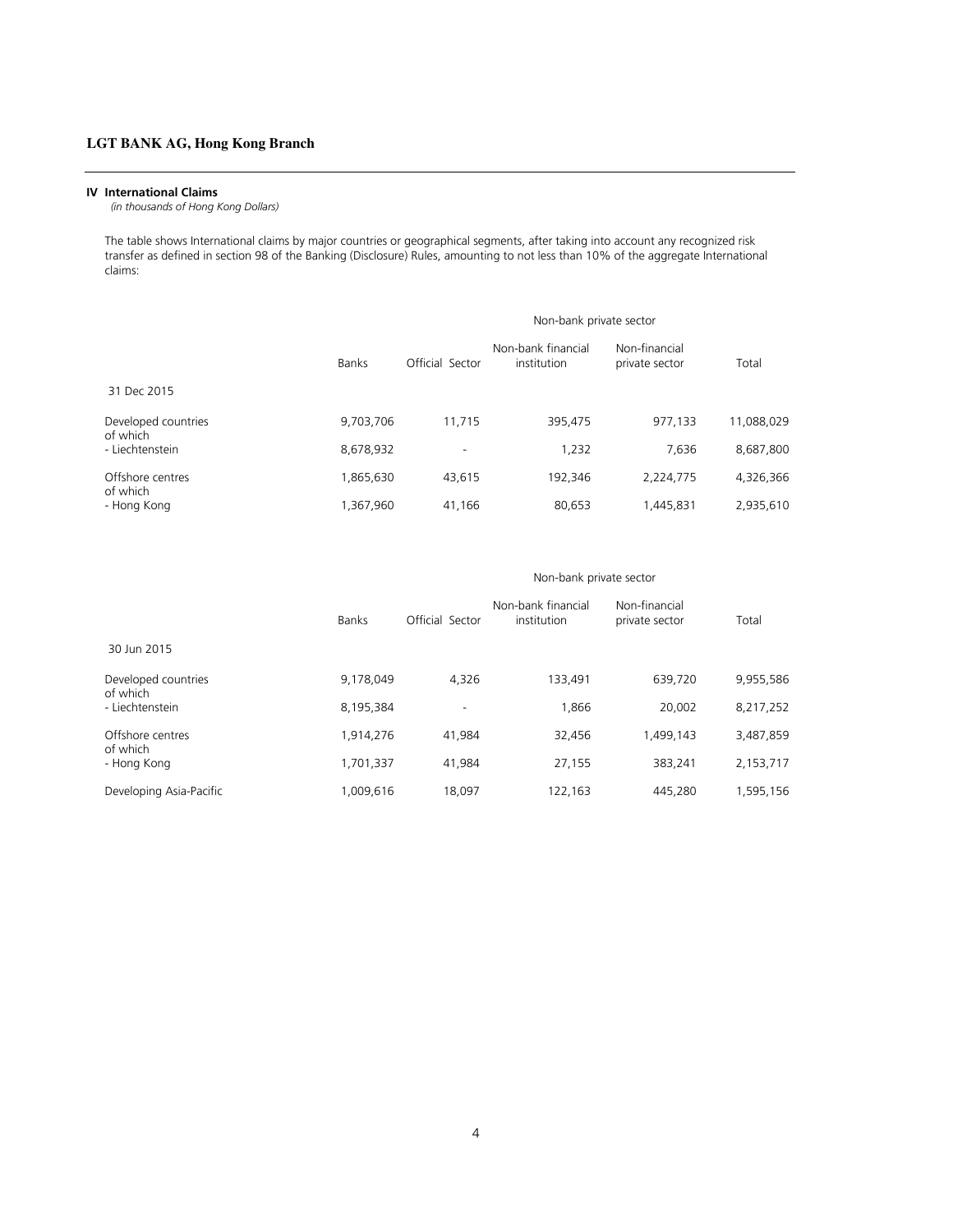## IV International Claims

*(in thousands of Hong Kong Dollars)*

The table shows International claims by major countries or geographical segments, after taking into account any recognized risk transfer as defined in section 98 of the Banking (Disclosure) Rules, amounting to not less than 10% of the aggregate International claims:

| | Banks | Official Sector | Non-bank private sector | | Total |
|---|---|---|---|---|---|
| | | | Non-bank financial institution | Non-financial private sector | |
| 31 Dec 2015 | | | | | |
| Developed countries of which | 9,703,706 | 11,715 | 395,475 | 977,133 | 11,088,029 |
| - Liechtenstein | 8,678,932 | - | 1,232 | 7,636 | 8,687,800 |
| Offshore centres of which | 1,865,630 | 43,615 | 192,346 | 2,224,775 | 4,326,366 |
| - Hong Kong | 1,367,960 | 41,166 | 80,653 | 1,445,831 | 2,935,610 |

| | Banks | Official Sector | Non-bank private sector | | Total |
|---|---|---|---|---|---|
| | | | Non-bank financial institution | Non-financial private sector | |
| 30 Jun 2015 | | | | | |
| Developed countries of which | 9,178,049 | 4,326 | 133,491 | 639,720 | 9,955,586 |
| - Liechtenstein | 8,195,384 | - | 1,866 | 20,002 | 8,217,252 |
| Offshore centres of which | 1,914,276 | 41,984 | 32,456 | 1,499,143 | 3,487,859 |
| - Hong Kong | 1,701,337 | 41,984 | 27,155 | 383,241 | 2,153,717 |
| Developing Asia-Pacific | 1,009,616 | 18,097 | 122,163 | 445,280 | 1,595,156 |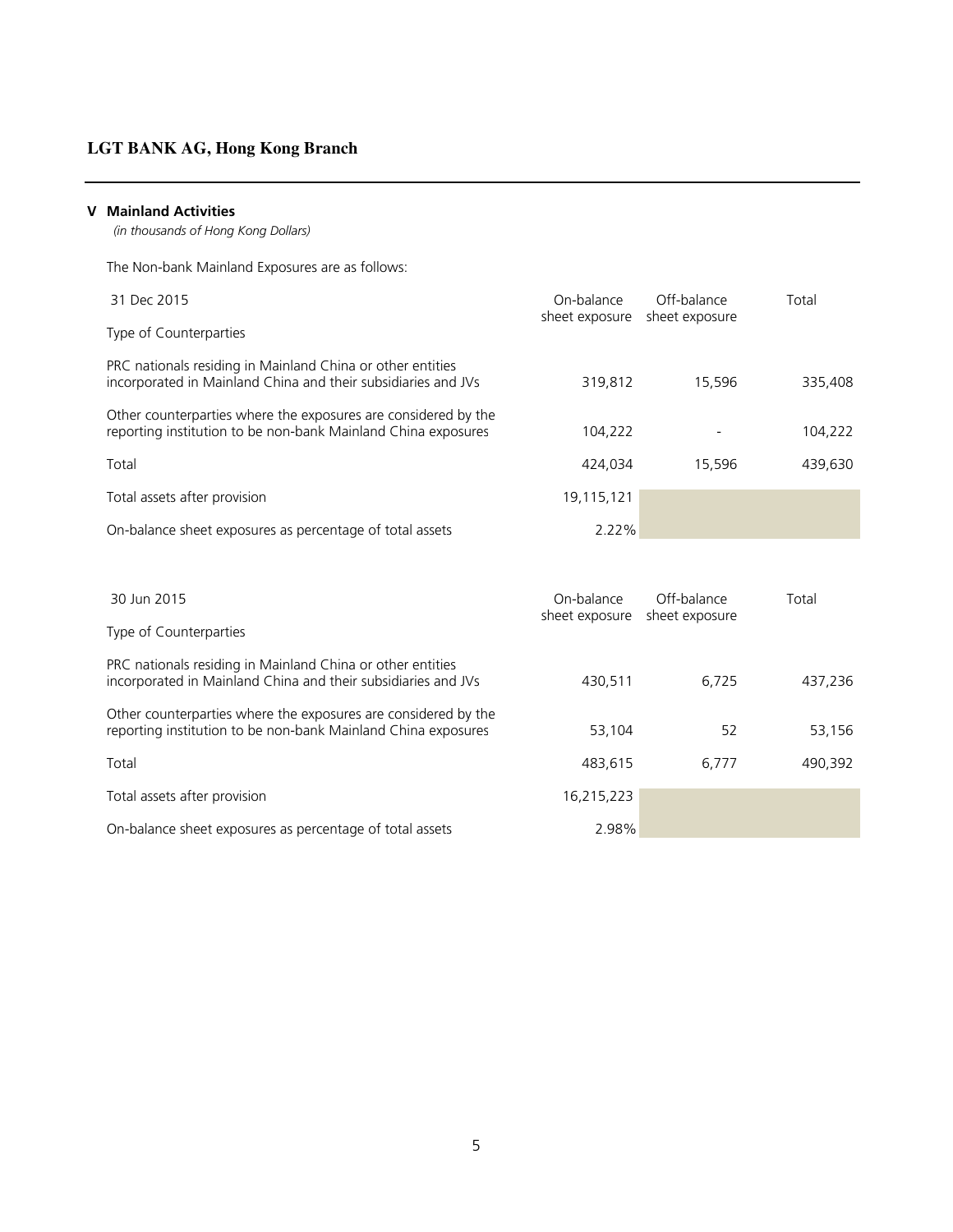## V Mainland Activities

*(in thousands of Hong Kong Dollars)*

The Non-bank Mainland Exposures are as follows:

| 31 Dec 2015<br>Type of Counterparties | On-balance sheet exposure | Off-balance sheet exposure | Total |
|---|---|---|---|
| PRC nationals residing in Mainland China or other entities incorporated in Mainland China and their subsidiaries and JVs | 319,812 | 15,596 | 335,408 |
| Other counterparties where the exposures are considered by the reporting institution to be non-bank Mainland China exposures | 104,222 | - | 104,222 |
| Total | 424,034 | 15,596 | 439,630 |
| Total assets after provision | 19,115,121 | | |
| On-balance sheet exposures as percentage of total assets | 2.22% | | |

| 30 Jun 2015<br>Type of Counterparties | On-balance sheet exposure | Off-balance sheet exposure | Total |
|---|---|---|---|
| PRC nationals residing in Mainland China or other entities incorporated in Mainland China and their subsidiaries and JVs | 430,511 | 6,725 | 437,236 |
| Other counterparties where the exposures are considered by the reporting institution to be non-bank Mainland China exposures | 53,104 | 52 | 53,156 |
| Total | 483,615 | 6,777 | 490,392 |
| Total assets after provision | 16,215,223 | | |
| On-balance sheet exposures as percentage of total assets | 2.98% | | |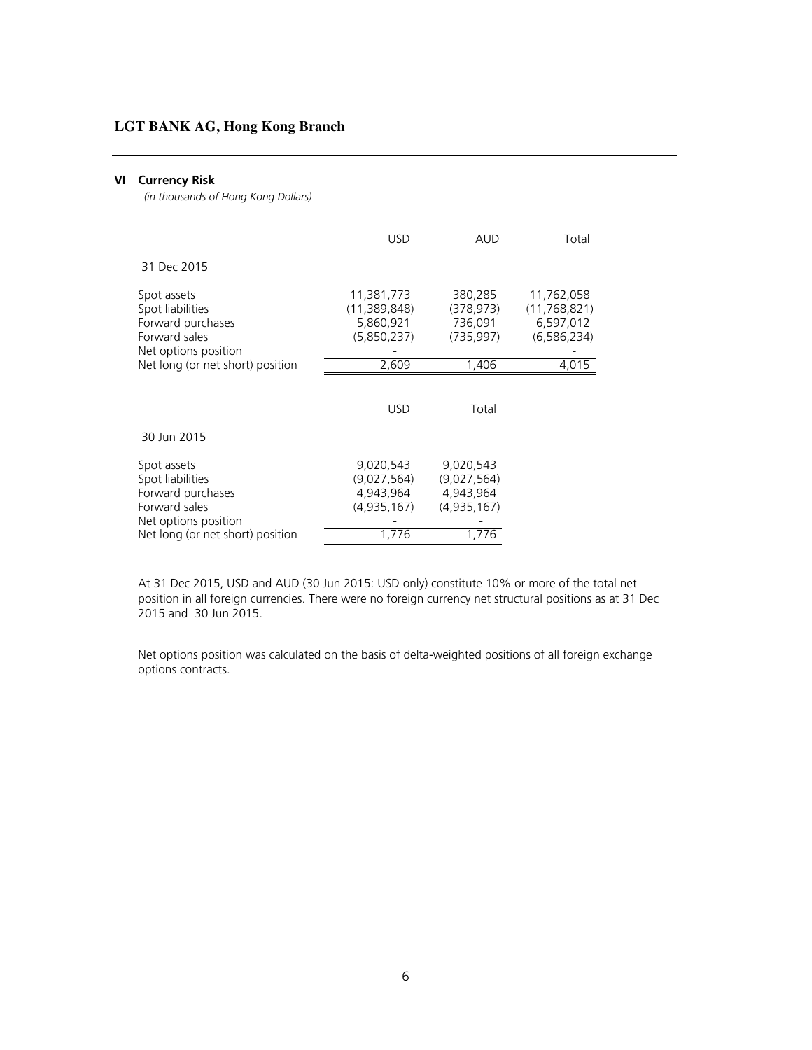## VI Currency Risk

*(in thousands of Hong Kong Dollars)*

| | USD | AUD | Total |
|---|---|---|---|
| 31 Dec 2015 | | | |
| Spot assets | 11,381,773 | 380,285 | 11,762,058 |
| Spot liabilities | (11,389,848) | (378,973) | (11,768,821) |
| Forward purchases | 5,860,921 | 736,091 | 6,597,012 |
| Forward sales | (5,850,237) | (735,997) | (6,586,234) |
| Net options position | - | | - |
| Net long (or net short) position | 2,609 | 1,406 | 4,015 |

| | USD | Total |
|---|---|---|
| 30 Jun 2015 | | |
| Spot assets | 9,020,543 | 9,020,543 |
| Spot liabilities | (9,027,564) | (9,027,564) |
| Forward purchases | 4,943,964 | 4,943,964 |
| Forward sales | (4,935,167) | (4,935,167) |
| Net options position | - | - |
| Net long (or net short) position | 1,776 | 1,776 |

At 31 Dec 2015, USD and AUD (30 Jun 2015: USD only) constitute 10% or more of the total net position in all foreign currencies. There were no foreign currency net structural positions as at 31 Dec 2015 and 30 Jun 2015.

Net options position was calculated on the basis of delta-weighted positions of all foreign exchange options contracts.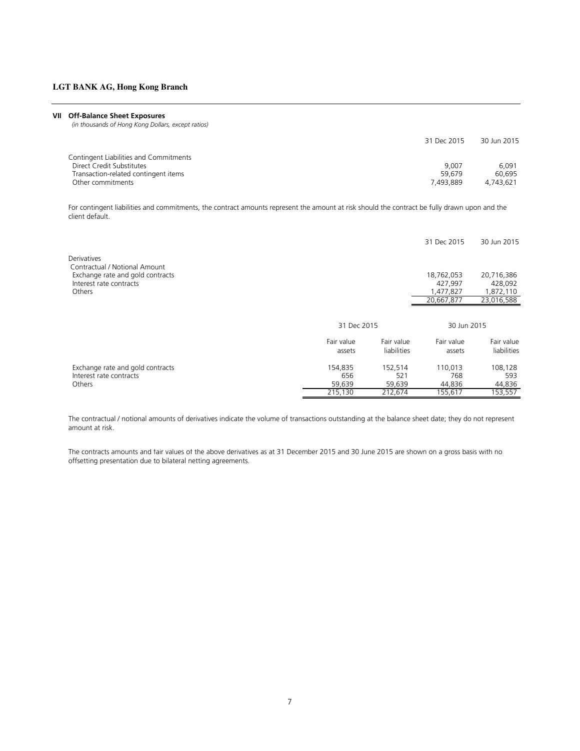**LGT BANK AG, Hong Kong Branch**

## VII Off-Balance Sheet Exposures

*(in thousands of Hong Kong Dollars, except ratios)*

| | 31 Dec 2015 | 30 Jun 2015 |
|---|---|---|
| Contingent Liabilities and Commitments | | |
| Direct Credit Substitutes | 9,007 | 6,091 |
| Transaction-related contingent items | 59,679 | 60,695 |
| Other commitments | 7,493,889 | 4,743,621 |

For contingent liabilities and commitments, the contract amounts represent the amount at risk should the contract be fully drawn upon and the client default.

| | 31 Dec 2015 | 30 Jun 2015 |
|---|---|---|
| Derivatives | | |
| Contractual / Notional Amount | | |
| Exchange rate and gold contracts | 18,762,053 | 20,716,386 |
| Interest rate contracts | 427,997 | 428,092 |
| Others | 1,477,827 | 1,872,110 |
| | 20,667,877 | 23,016,588 |

| | 31 Dec 2015 | | 30 Jun 2015 | |
|---|---|---|---|---|
| | Fair value assets | Fair value liabilities | Fair value assets | Fair value liabilities |
| Exchange rate and gold contracts | 154,835 | 152,514 | 110,013 | 108,128 |
| Interest rate contracts | 656 | 521 | 768 | 593 |
| Others | 59,639 | 59,639 | 44,836 | 44,836 |
| | 215,130 | 212,674 | 155,617 | 153,557 |

The contractual / notional amounts of derivatives indicate the volume of transactions outstanding at the balance sheet date; they do not represent amount at risk.

The contracts amounts and fair values of the above derivatives as at 31 December 2015 and 30 June 2015 are shown on a gross basis with no offsetting presentation due to bilateral netting agreements.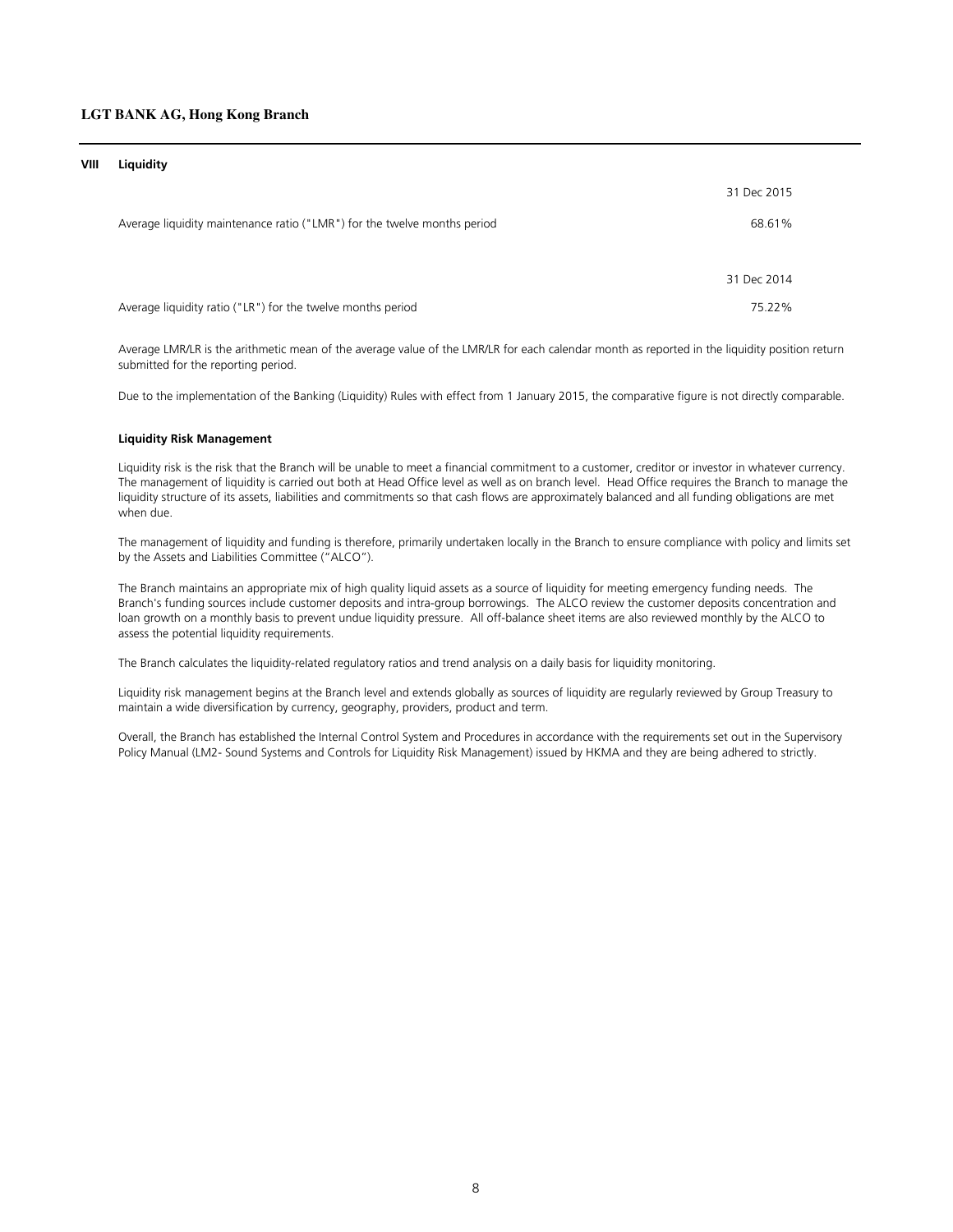## VIII Liquidity

| | 31 Dec 2015 |
|---|---|
| Average liquidity maintenance ratio ("LMR") for the twelve months period | 68.61% |

| | 31 Dec 2014 |
|---|---|
| Average liquidity ratio ("LR") for the twelve months period | 75.22% |

Average LMR/LR is the arithmetic mean of the average value of the LMR/LR for each calendar month as reported in the liquidity position return submitted for the reporting period.

Due to the implementation of the Banking (Liquidity) Rules with effect from 1 January 2015, the comparative figure is not directly comparable.

**Liquidity Risk Management**

Liquidity risk is the risk that the Branch will be unable to meet a financial commitment to a customer, creditor or investor in whatever currency. The management of liquidity is carried out both at Head Office level as well as on branch level. Head Office requires the Branch to manage the liquidity structure of its assets, liabilities and commitments so that cash flows are approximately balanced and all funding obligations are met when due.

The management of liquidity and funding is therefore, primarily undertaken locally in the Branch to ensure compliance with policy and limits set by the Assets and Liabilities Committee ("ALCO").

The Branch maintains an appropriate mix of high quality liquid assets as a source of liquidity for meeting emergency funding needs. The Branch's funding sources include customer deposits and intra-group borrowings. The ALCO review the customer deposits concentration and loan growth on a monthly basis to prevent undue liquidity pressure. All off-balance sheet items are also reviewed monthly by the ALCO to assess the potential liquidity requirements.

The Branch calculates the liquidity-related regulatory ratios and trend analysis on a daily basis for liquidity monitoring.

Liquidity risk management begins at the Branch level and extends globally as sources of liquidity are regularly reviewed by Group Treasury to maintain a wide diversification by currency, geography, providers, product and term.

Overall, the Branch has established the Internal Control System and Procedures in accordance with the requirements set out in the Supervisory Policy Manual (LM2- Sound Systems and Controls for Liquidity Risk Management) issued by HKMA and they are being adhered to strictly.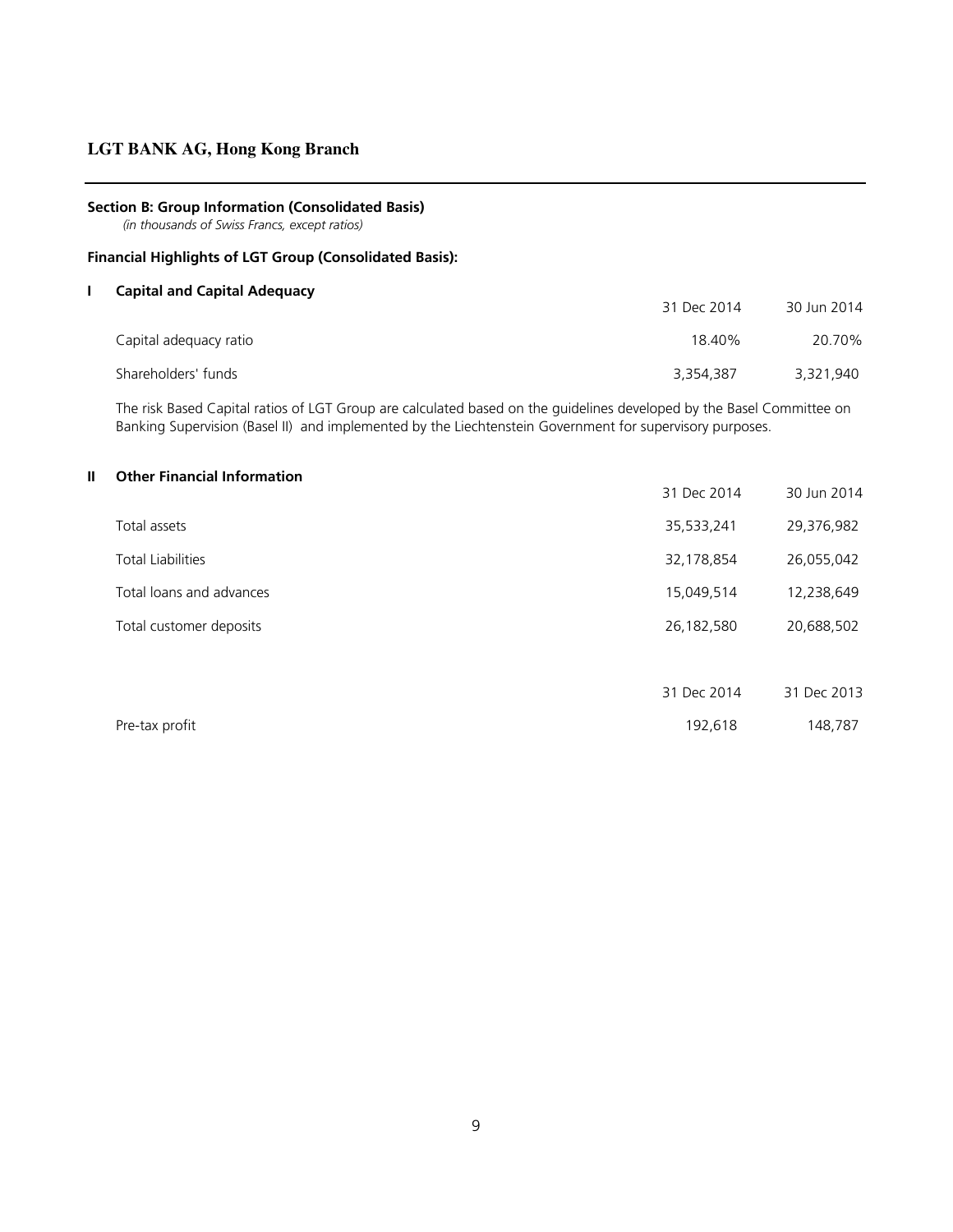# LGT BANK AG, Hong Kong Branch

**Section B: Group Information (Consolidated Basis)**

*(in thousands of Swiss Francs, except ratios)*

**Financial Highlights of LGT Group (Consolidated Basis):**

## I Capital and Capital Adequacy

| | 31 Dec 2014 | 30 Jun 2014 |
|---|---|---|
| Capital adequacy ratio | 18.40% | 20.70% |
| Shareholders' funds | 3,354,387 | 3,321,940 |

The risk Based Capital ratios of LGT Group are calculated based on the guidelines developed by the Basel Committee on Banking Supervision (Basel II) and implemented by the Liechtenstein Government for supervisory purposes.

## II Other Financial Information

| | 31 Dec 2014 | 30 Jun 2014 |
|---|---|---|
| Total assets | 35,533,241 | 29,376,982 |
| Total Liabilities | 32,178,854 | 26,055,042 |
| Total loans and advances | 15,049,514 | 12,238,649 |
| Total customer deposits | 26,182,580 | 20,688,502 |

| | 31 Dec 2014 | 31 Dec 2013 |
|---|---|---|
| Pre-tax profit | 192,618 | 148,787 |